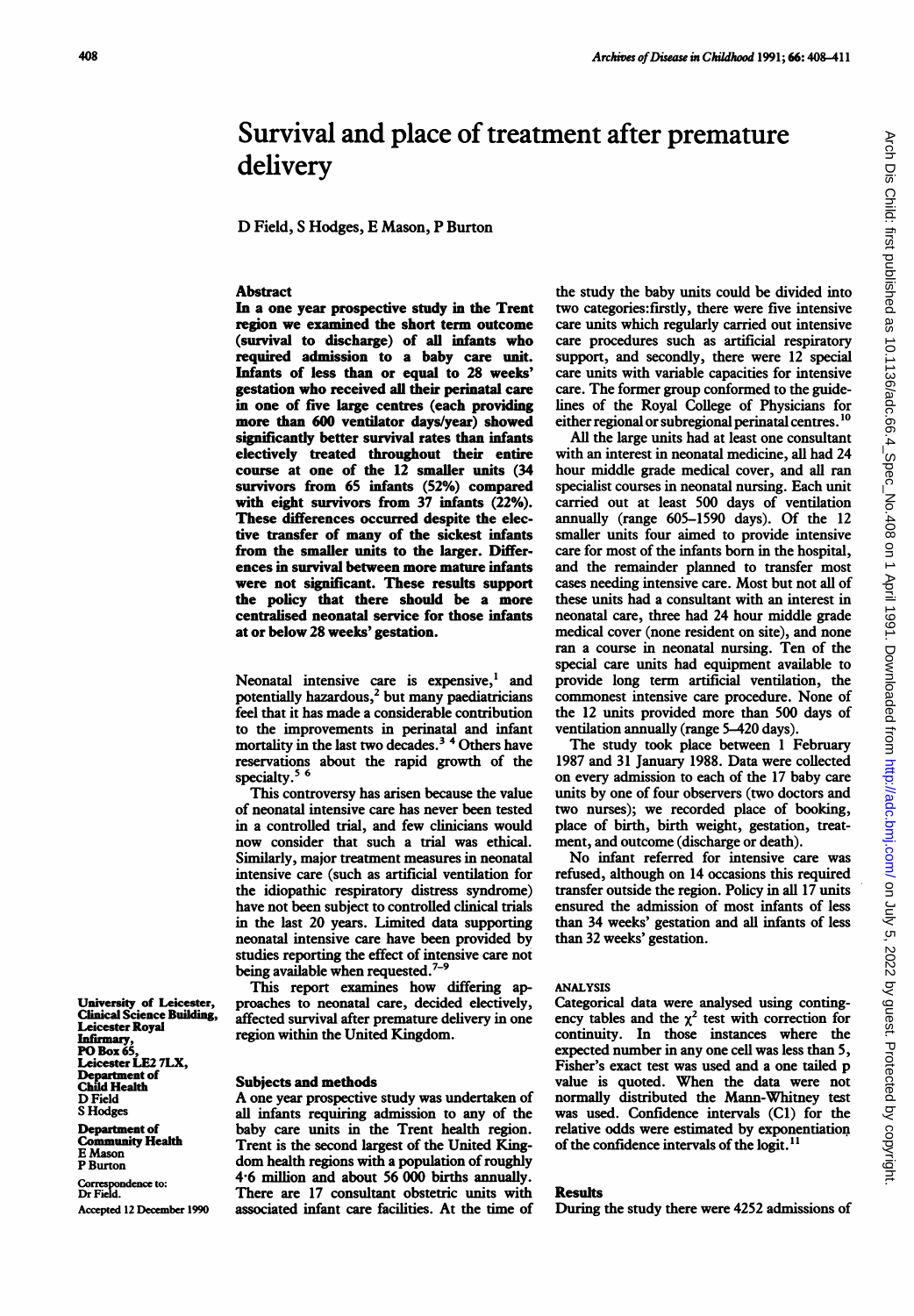# Survival and place of treatment after premature delivery

D Field, S Hodges, E Mason, P Burton

## Abstract

**In a one year prospective study in the Trent region we examined the short term outcome (survival to discharge) of all infants who required admission to a baby care unit. Infants of less than or equal to 28 weeks' gestation who received all their perinatal care in one of five large centres (each providing more than 600 ventilator days/year) showed significantly better survival rates than infants electively treated throughout their entire course at one of the 12 smaller units (34 survivors from 65 infants (52%) compared with eight survivors from 37 infants (22%). These differences occurred despite the elective transfer of many of the sickest infants from the smaller units to the larger. Differences in survival between more mature infants were not significant. These results support the policy that there should be a more centralised neonatal service for those infants at or below 28 weeks' gestation.**

Neonatal intensive care is expensive,[1] and potentially hazardous,[2] but many paediatricians feel that it has made a considerable contribution to the improvements in perinatal and infant mortality in the last two decades.[3 4] Others have reservations about the rapid growth of the specialty.[5 6]

This controversy has arisen because the value of neonatal intensive care has never been tested in a controlled trial, and few clinicians would now consider that such a trial was ethical. Similarly, major treatment measures in neonatal intensive care (such as artificial ventilation for the idiopathic respiratory distress syndrome) have not been subject to controlled clinical trials in the last 20 years. Limited data supporting neonatal intensive care have been provided by studies reporting the effect of intensive care not being available when requested.[7–9]

This report examines how differing approaches to neonatal care, decided electively, affected survival after premature delivery in one region within the United Kingdom.

## Subjects and methods

A one year prospective study was undertaken of all infants requiring admission to any of the baby care units in the Trent health region. Trent is the second largest of the United Kingdom health regions with a population of roughly 4·6 million and about 56 000 births annually. There are 17 consultant obstetric units with associated infant care facilities. At the time of the study the baby units could be divided into two categories:firstly, there were five intensive care units which regularly carried out intensive care procedures such as artificial respiratory support, and secondly, there were 12 special care units with variable capacities for intensive care. The former group conformed to the guidelines of the Royal College of Physicians for either regional or subregional perinatal centres.[10]

All the large units had at least one consultant with an interest in neonatal medicine, all had 24 hour middle grade medical cover, and all ran specialist courses in neonatal nursing. Each unit carried out at least 500 days of ventilation annually (range 605–1590 days). Of the 12 smaller units four aimed to provide intensive care for most of the infants born in the hospital, and the remainder planned to transfer most cases needing intensive care. Most but not all of these units had a consultant with an interest in neonatal care, three had 24 hour middle grade medical cover (none resident on site), and none ran a course in neonatal nursing. Ten of the special care units had equipment available to provide long term artificial ventilation, the commonest intensive care procedure. None of the 12 units provided more than 500 days of ventilation annually (range 5–420 days).

The study took place between 1 February 1987 and 31 January 1988. Data were collected on every admission to each of the 17 baby care units by one of four observers (two doctors and two nurses); we recorded place of booking, place of birth, birth weight, gestation, treatment, and outcome (discharge or death).

No infant referred for intensive care was refused, although on 14 occasions this required transfer outside the region. Policy in all 17 units ensured the admission of most infants of less than 34 weeks' gestation and all infants of less than 32 weeks' gestation.

### ANALYSIS

Categorical data were analysed using contingency tables and the $\chi^2$ test with correction for continuity. In those instances where the expected number in any one cell was less than 5, Fisher's exact test was used and a one tailed p value is quoted. When the data were not normally distributed the Mann-Whitney test was used. Confidence intervals (CI) for the relative odds were estimated by exponentiation of the confidence intervals of the logit.[11]

## Results

During the study there were 4252 admissions of

University of Leicester, Clinical Science Building, Leicester Royal Infirmary, PO Box 65, Leicester LE2 7LX, Department of Child Health
D Field
S Hodges

Department of Community Health
E Mason
P Burton

Correspondence to: Dr Field.

Accepted 12 December 1990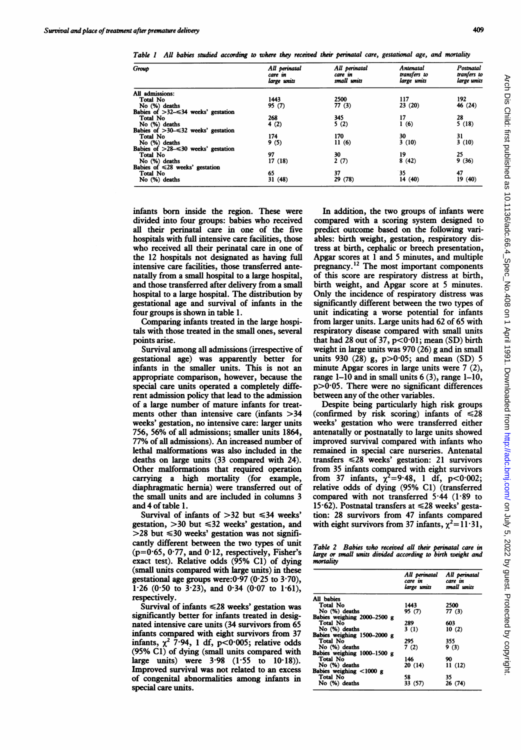Table 1 All babies studied according to where they received their perinatal care, gestational age, and mortality

| Group | All perinatal care in large units | All perinatal care in small units | Antenatal transfers to large units | Postnatal tranfers to large units |
|---|---|---|---|---|
| All admissions: | | | | |
| Total No | 1443 | 2500 | 117 | 192 |
| No (%) deaths | 95 (7) | 77 (3) | 23 (20) | 46 (24) |
| Babies of >32–≤34 weeks' gestation | | | | |
| Total No | 268 | 345 | 17 | 28 |
| No (%) deaths | 4 (2) | 5 (2) | 1 (6) | 5 (18) |
| Babies of >30–≤32 weeks' gestation | | | | |
| Total No | 174 | 170 | 30 | 31 |
| No (%) deaths | 9 (5) | 11 (6) | 3 (10) | 3 (10) |
| Babies of >28–≤30 weeks' gestation | | | | |
| Total No | 97 | 30 | 19 | 25 |
| No (%) deaths | 17 (18) | 2 (7) | 8 (42) | 9 (36) |
| Babies of ≤28 weeks' gestation | | | | |
| Total No | 65 | 37 | 35 | 47 |
| No (%) deaths | 31 (48) | 29 (78) | 14 (40) | 19 (40) |

infants born inside the region. These were divided into four groups: babies who received all their perinatal care in one of the five hospitals with full intensive care facilities, those who received all their perinatal care in one of the 12 hospitals not designated as having full intensive care facilities, those transferred antenatally from a small hospital to a large hospital, and those transferred after delivery from a small hospital to a large hospital. The distribution by gestational age and survival of infants in the four groups is shown in table 1.

Comparing infants treated in the large hospitals with those treated in the small ones, several points arise.

Survival among all admissions (irrespective of gestational age) was apparently better for infants in the smaller units. This is not an appropriate comparison, however, because the special care units operated a completely different admission policy that lead to the admission of a large number of mature infants for treatments other than intensive care (infants >34 weeks' gestation, no intensive care: larger units 756, 56% of all admissions; smaller units 1864, 77% of all admissions). An increased number of lethal malformations was also included in the deaths on large units (33 compared with 24). Other malformations that required operation carrying a high mortality (for example, diaphragmatic hernia) were transferred out of the small units and are included in columns 3 and 4 of table 1.

Survival of infants of >32 but ≤34 weeks' gestation, >30 but ≤32 weeks' gestation, and >28 but ≤30 weeks' gestation was not significantly different between the two types of unit ($p=0{\cdot}65$, 0·77, and 0·12, respectively, Fisher's exact test). Relative odds (95% CI) of dying (small units compared with large units) in these gestational age groups were: 0·97 (0·25 to 3·70), 1·26 (0·50 to 3·23), and 0·34 (0·07 to 1·61), respectively.

Survival of infants ≤28 weeks' gestation was significantly better for infants treated in designated intensive care units (34 survivors from 65 infants compared with eight survivors from 37 infants, $\chi^2$ 7·94, 1 df, $p<0{\cdot}005$; relative odds (95% CI) of dying (small units compared with large units) were 3·98 (1·55 to 10·18)). Improved survival was not related to an excess of congenital abnormalities among infants in special care units.

In addition, the two groups of infants were compared with a scoring system designed to predict outcome based on the following variables: birth weight, gestation, respiratory distress at birth, cephalic or breech presentation, Apgar scores at 1 and 5 minutes, and multiple pregnancy.[12] The most important components of this score are respiratory distress at birth, birth weight, and Apgar score at 5 minutes. Only the incidence of respiratory distress was significantly different between the two types of unit indicating a worse potential for infants from larger units. Large units had 62 of 65 with respiratory disease compared with small units that had 28 out of 37, $p<0{\cdot}01$; mean (SD) birth weight in large units was 970 (26) g and in small units 930 (28) g, $p>0{\cdot}05$; and mean (SD) 5 minute Apgar scores in large units were 7 (2), range 1–10 and in small units 6 (3), range 1–10, $p>0{\cdot}05$. There were no significant differences between any of the other variables.

Despite being particularly high risk groups (confirmed by risk scoring) infants of ≤28 weeks' gestation who were transferred either antenatally or postnatally to large units showed improved survival compared with infants who remained in special care nurseries. Antenatal transfers ≤28 weeks' gestation: 21 survivors from 35 infants compared with eight survivors from 37 infants, $\chi^2=9{\cdot}48$, 1 df, $p<0{\cdot}002$; relative odds of dying (95% CI) (transferred compared with not transferred 5·44 (1·89 to 15·62). Postnatal transfers at ≤28 weeks' gestation: 28 survivors from 47 infants compared with eight survivors from 37 infants, $\chi^2=11{\cdot}31$,

Table 2 Babies who received all their perinatal care in large or small units divided according to birth weight and mortality

| | All perinatal care in large units | All perinatal care in small units |
|---|---|---|
| All babies | | |
| Total No | 1443 | 2500 |
| No (%) deaths | 95 (7) | 77 (3) |
| Babies weighing 2000–2500 g | | |
| Total No | 289 | 603 |
| No (%) deaths | 3 (1) | 10 (2) |
| Babies weighing 1500–2000 g | | |
| Total No | 295 | 355 |
| No (%) deaths | 7 (2) | 9 (3) |
| Babies weighing 1000–1500 g | | |
| Total No | 146 | 90 |
| No (%) deaths | 20 (14) | 11 (12) |
| Babies weighing <1000 g | | |
| Total No | 58 | 35 |
| No (%) deaths | 33 (57) | 26 (74) |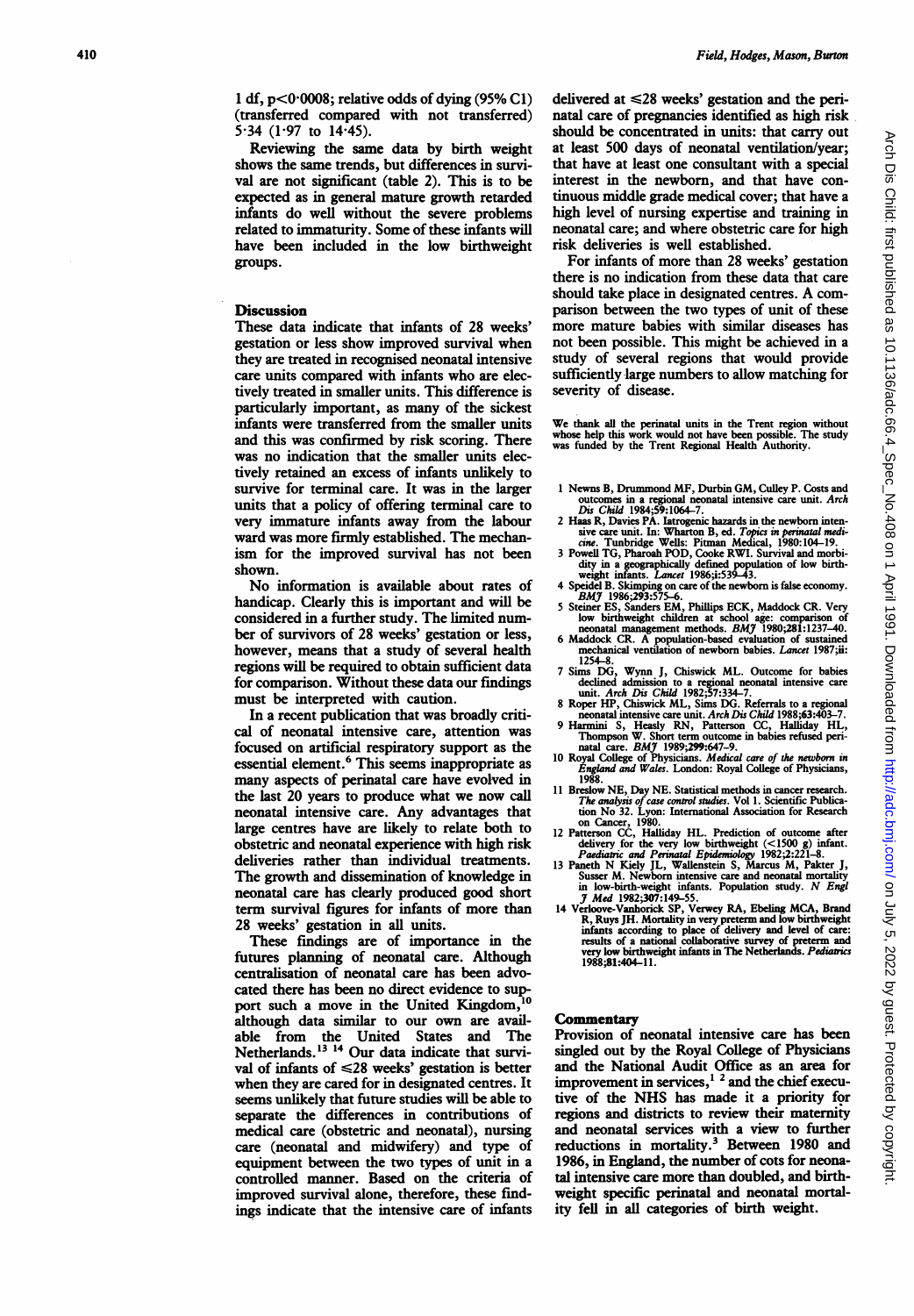1 df, $p<0.0008$; relative odds of dying (95% CI) (transferred compared with not transferred) 5·34 (1·97 to 14·45).

Reviewing the same data by birth weight shows the same trends, but differences in survival are not significant (table 2). This is to be expected as in general mature growth retarded infants do well without the severe problems related to immaturity. Some of these infants will have been included in the low birthweight groups.

## Discussion

These data indicate that infants of 28 weeks' gestation or less show improved survival when they are treated in recognised neonatal intensive care units compared with infants who are electively treated in smaller units. This difference is particularly important, as many of the sickest infants were transferred from the smaller units and this was confirmed by risk scoring. There was no indication that the smaller units electively retained an excess of infants unlikely to survive for terminal care. It was in the larger units that a policy of offering terminal care to very immature infants away from the labour ward was more firmly established. The mechanism for the improved survival has not been shown.

No information is available about rates of handicap. Clearly this is important and will be considered in a further study. The limited number of survivors of 28 weeks' gestation or less, however, means that a study of several health regions will be required to obtain sufficient data for comparison. Without these data our findings must be interpreted with caution.

In a recent publication that was broadly critical of neonatal intensive care, attention was focused on artificial respiratory support as the essential element.[6] This seems inappropriate as many aspects of perinatal care have evolved in the last 20 years to produce what we now call neonatal intensive care. Any advantages that large centres have are likely to relate both to obstetric and neonatal experience with high risk deliveries rather than individual treatments. The growth and dissemination of knowledge in neonatal care has clearly produced good short term survival figures for infants of more than 28 weeks' gestation in all units.

These findings are of importance in the futures planning of neonatal care. Although centralisation of neonatal care has been advocated there has been no direct evidence to support such a move in the United Kingdom,[10] although data similar to our own are available from the United States and The Netherlands.[13 14] Our data indicate that survival of infants of ≤28 weeks' gestation is better when they are cared for in designated centres. It seems unlikely that future studies will be able to separate the differences in contributions of medical care (obstetric and neonatal), nursing care (neonatal and midwifery) and type of equipment between the two types of unit in a controlled manner. Based on the criteria of improved survival alone, therefore, these findings indicate that the intensive care of infants delivered at ≤28 weeks' gestation and the perinatal care of pregnancies identified as high risk should be concentrated in units: that carry out at least 500 days of neonatal ventilation/year; that have at least one consultant with a special interest in the newborn, and that have continuous middle grade medical cover; that have a high level of nursing expertise and training in neonatal care; and where obstetric care for high risk deliveries is well established.

For infants of more than 28 weeks' gestation there is no indication from these data that care should take place in designated centres. A comparison between the two types of unit of these more mature babies with similar diseases has not been possible. This might be achieved in a study of several regions that would provide sufficiently large numbers to allow matching for severity of disease.

We thank all the perinatal units in the Trent region without whose help this work would not have been possible. The study was funded by the Trent Regional Health Authority.

1. Newns B, Drummond MF, Durbin GM, Culley P. Costs and outcomes in a regional neonatal intensive care unit. *Arch Dis Child* 1984;59:1064–7.
2. Haas R, Davies PA. Iatrogenic hazards in the newborn intensive care unit. In: Wharton B, ed. *Topics in perinatal medicine*. Tunbridge Wells: Pitman Medical, 1980:104–19.
3. Powell TG, Pharoah POD, Cooke RWI. Survival and morbidity in a geographically defined population of low birthweight infants. *Lancet* 1986;i:539–43.
4. Speidel B. Skimping on care of the newborn is false economy. *BMJ* 1986;293:575–6.
5. Steiner ES, Sanders EM, Phillips ECK, Maddock CR. Very low birthweight children at school age: comparison of neonatal management methods. *BMJ* 1980;281:1237–40.
6. Maddock CR. A population-based evaluation of sustained mechanical ventilation of newborn babies. *Lancet* 1987;ii:1254–8.
7. Sims DG, Wynn J, Chiswick ML. Outcome for babies declined admission to a regional neonatal intensive care unit. *Arch Dis Child* 1982;57:334–7.
8. Roper HP, Chiswick ML, Sims DG. Referrals to a regional neonatal intensive care unit. *Arch Dis Child* 1988;63:403–7.
9. Harmini S, Heasly RN, Patterson CC, Halliday HL, Thompson W. Short term outcome in babies refused perinatal care. *BMJ* 1989;299:647–9.
10. Royal College of Physicians. *Medical care of the newborn in England and Wales*. London: Royal College of Physicians, 1988.
11. Breslow NE, Day NE. Statistical methods in cancer research. *The analysis of case control studies*. Vol 1. Scientific Publication No 32. Lyon: International Association for Research on Cancer, 1980.
12. Patterson CC, Halliday HL. Prediction of outcome after delivery for the very low birthweight (<1500 g) infant. *Paediatric and Perinatal Epidemiology* 1982;2:221–8.
13. Paneth N Kiely JL, Wallenstein S, Marcus M, Pakter J, Susser M. Newborn intensive care and neonatal mortality in low-birth-weight infants. Population study. *N Engl J Med* 1982;307:149–55.
14. Verloove-Vanhorick SP, Verwey RA, Ebeling MCA, Brand R, Ruys JH. Mortality in very preterm and low birthweight infants according to place of delivery and level of care: results of a national collaborative survey of preterm and very low birthweight infants in The Netherlands. *Pediatrics* 1988;81:404–11.

## Commentary

Provision of neonatal intensive care has been singled out by the Royal College of Physicians and the National Audit Office as an area for improvement in services,[1 2] and the chief executive of the NHS has made it a priority for regions and districts to review their maternity and neonatal services with a view to further reductions in mortality.[3] Between 1980 and 1986, in England, the number of cots for neonatal intensive care more than doubled, and birthweight specific perinatal and neonatal mortality fell in all categories of birth weight.